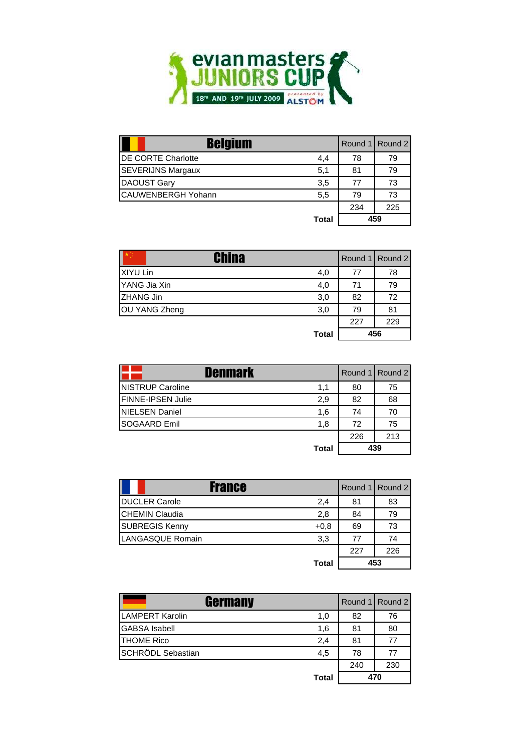# evian masters JUNIORS CUP

18TH AND 19TH JULY 2009 — presented by ALSTOM

| Belgium | | Round 1 | Round 2 |
|---|---|---|---|
| DE CORTE Charlotte | 4,4 | 78 | 79 |
| SEVERIJNS Margaux | 5,1 | 81 | 79 |
| DAOUST Gary | 3,5 | 77 | 73 |
| CAUWENBERGH Yohann | 5,5 | 79 | 73 |
| | | 234 | 225 |
| | **Total** | **459** | |

| China | | Round 1 | Round 2 |
|---|---|---|---|
| XIYU Lin | 4,0 | 77 | 78 |
| YANG Jia Xin | 4,0 | 71 | 79 |
| ZHANG Jin | 3,0 | 82 | 72 |
| OU YANG Zheng | 3,0 | 79 | 81 |
| | | 227 | 229 |
| | **Total** | **456** | |

| Denmark | | Round 1 | Round 2 |
|---|---|---|---|
| NISTRUP Caroline | 1,1 | 80 | 75 |
| FINNE-IPSEN Julie | 2,9 | 82 | 68 |
| NIELSEN Daniel | 1,6 | 74 | 70 |
| SOGAARD Emil | 1,8 | 72 | 75 |
| | | 226 | 213 |
| | **Total** | **439** | |

| France | | Round 1 | Round 2 |
|---|---|---|---|
| DUCLER Carole | 2,4 | 81 | 83 |
| CHEMIN Claudia | 2,8 | 84 | 79 |
| SUBREGIS Kenny | +0,8 | 69 | 73 |
| LANGASQUE Romain | 3,3 | 77 | 74 |
| | | 227 | 226 |
| | **Total** | **453** | |

| Germany | | Round 1 | Round 2 |
|---|---|---|---|
| LAMPERT Karolin | 1,0 | 82 | 76 |
| GABSA Isabell | 1,6 | 81 | 80 |
| THOME Rico | 2,4 | 81 | 77 |
| SCHRÖDL Sebastian | 4,5 | 78 | 77 |
| | | 240 | 230 |
| | **Total** | **470** | |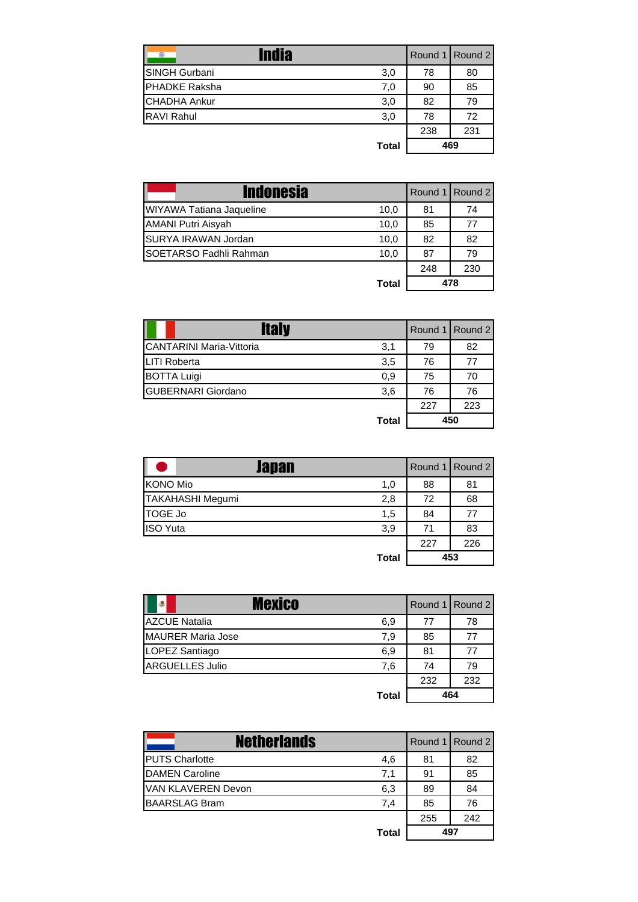| India | | Round 1 | Round 2 |
|---|---|---|---|
| SINGH Gurbani | 3,0 | 78 | 80 |
| PHADKE Raksha | 7,0 | 90 | 85 |
| CHADHA Ankur | 3,0 | 82 | 79 |
| RAVI Rahul | 3,0 | 78 | 72 |
| | | 238 | 231 |
| | **Total** | **469** | |

| Indonesia | | Round 1 | Round 2 |
|---|---|---|---|
| WIYAWA Tatiana Jaqueline | 10,0 | 81 | 74 |
| AMANI Putri Aisyah | 10,0 | 85 | 77 |
| SURYA IRAWAN Jordan | 10,0 | 82 | 82 |
| SOETARSO Fadhli Rahman | 10,0 | 87 | 79 |
| | | 248 | 230 |
| | **Total** | **478** | |

| Italy | | Round 1 | Round 2 |
|---|---|---|---|
| CANTARINI Maria-Vittoria | 3,1 | 79 | 82 |
| LITI Roberta | 3,5 | 76 | 77 |
| BOTTA Luigi | 0,9 | 75 | 70 |
| GUBERNARI Giordano | 3,6 | 76 | 76 |
| | | 227 | 223 |
| | **Total** | **450** | |

| Japan | | Round 1 | Round 2 |
|---|---|---|---|
| KONO Mio | 1,0 | 88 | 81 |
| TAKAHASHI Megumi | 2,8 | 72 | 68 |
| TOGE Jo | 1,5 | 84 | 77 |
| ISO Yuta | 3,9 | 71 | 83 |
| | | 227 | 226 |
| | **Total** | **453** | |

| Mexico | | Round 1 | Round 2 |
|---|---|---|---|
| AZCUE Natalia | 6,9 | 77 | 78 |
| MAURER Maria Jose | 7,9 | 85 | 77 |
| LOPEZ Santiago | 6,9 | 81 | 77 |
| ARGUELLES Julio | 7,6 | 74 | 79 |
| | | 232 | 232 |
| | **Total** | **464** | |

| Netherlands | | Round 1 | Round 2 |
|---|---|---|---|
| PUTS Charlotte | 4,6 | 81 | 82 |
| DAMEN Caroline | 7,1 | 91 | 85 |
| VAN KLAVEREN Devon | 6,3 | 89 | 84 |
| BAARSLAG Bram | 7,4 | 85 | 76 |
| | | 255 | 242 |
| | **Total** | **497** | |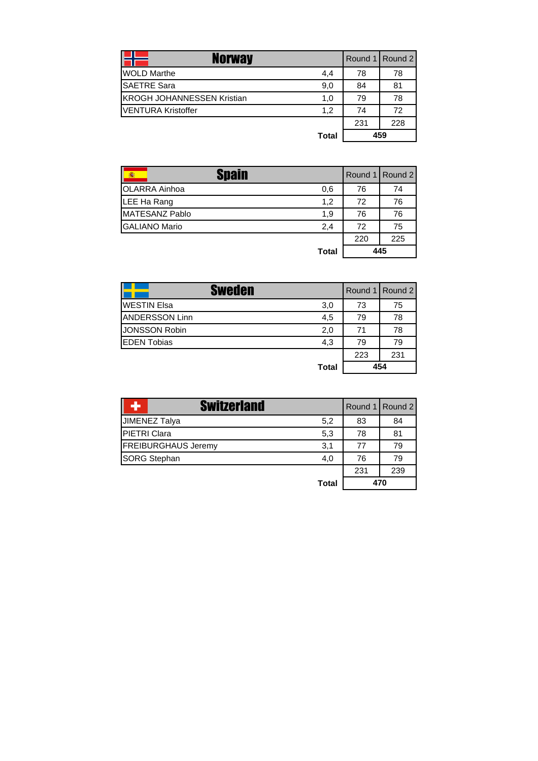| Norway | | Round 1 | Round 2 |
|---|---|---|---|
| WOLD Marthe | 4,4 | 78 | 78 |
| SAETRE Sara | 9,0 | 84 | 81 |
| KROGH JOHANNESSEN Kristian | 1,0 | 79 | 78 |
| VENTURA Kristoffer | 1,2 | 74 | 72 |
| | | 231 | 228 |
| | **Total** | **459** | |

| Spain | | Round 1 | Round 2 |
|---|---|---|---|
| OLARRA Ainhoa | 0,6 | 76 | 74 |
| LEE Ha Rang | 1,2 | 72 | 76 |
| MATESANZ Pablo | 1,9 | 76 | 76 |
| GALIANO Mario | 2,4 | 72 | 75 |
| | | 220 | 225 |
| | **Total** | **445** | |

| Sweden | | Round 1 | Round 2 |
|---|---|---|---|
| WESTIN Elsa | 3,0 | 73 | 75 |
| ANDERSSON Linn | 4,5 | 79 | 78 |
| JONSSON Robin | 2,0 | 71 | 78 |
| EDEN Tobias | 4,3 | 79 | 79 |
| | | 223 | 231 |
| | **Total** | **454** | |

| Switzerland | | Round 1 | Round 2 |
|---|---|---|---|
| JIMENEZ Talya | 5,2 | 83 | 84 |
| PIETRI Clara | 5,3 | 78 | 81 |
| FREIBURGHAUS Jeremy | 3,1 | 77 | 79 |
| SORG Stephan | 4,0 | 76 | 79 |
| | | 231 | 239 |
| | **Total** | **470** | |